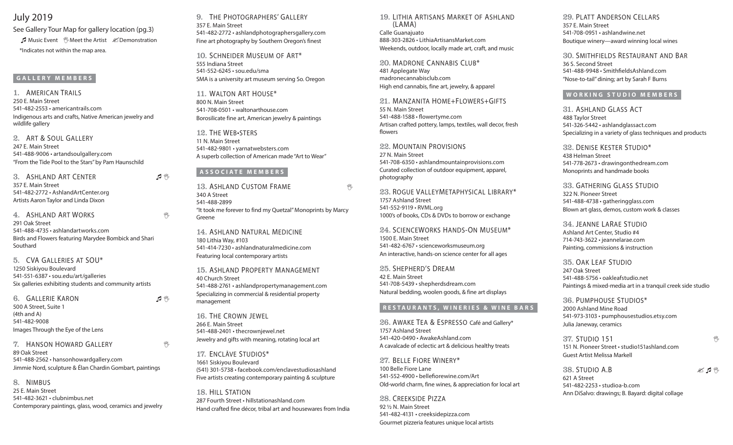# July 2019

See Gallery Tour Map for gallery location (pg.3)

♫ Music Event ✋ Meet the Artist ✍ Demonstration

*Indicates not within the map area.

## GALLERY MEMBERS

**1. American Trails**
250 E. Main Street
541-482-2553 • americantrails.com
Indigenous arts and crafts, Native American jewelry and wildlife gallery

**2. Art & Soul Gallery**
247 E. Main Street
541-488-9006 • artandsoulgallery.com
"From the Tide Pool to the Stars" by Pam Haunschild

**3. Ashland Art Center** ♫ ✋
357 E. Main Street
541-482-2772 • AshlandArtCenter.org
Artists Aaron Taylor and Linda Dixon

**4. Ashland Art Works** ✋
291 Oak Street
541-488-4735 • ashlandartworks.com
Birds and Flowers featuring Marydee Bombick and Shari Southard

**5. CVA Galleries at SOU***
1250 Siskiyou Boulevard
541-551-6387 • sou.edu/art/galleries
Six galleries exhibiting students and community artists

**6. Gallerie Karon** ♫ ✋
500 A Street, Suite 1
(4th and A)
541-482-9008
Images Through the Eye of the Lens

**7. Hanson Howard Gallery** ✋
89 Oak Street
541-488-2562 • hansonhowardgallery.com
Jimmie Nord, sculpture & Élan Chardin Gombart, paintings

**8. Nimbus**
25 E. Main Street
541-482-3621 • clubnimbus.net
Contemporary paintings, glass, wood, ceramics and jewelry

**9. The Photographers' Gallery**
357 E. Main Street
541-482-2772 • ashlandphotographersgallery.com
Fine art photography by Southern Oregon's finest

**10. Schneider Museum of Art***
555 Indiana Street
541-552-6245 • sou.edu/sma
SMA is a university art museum serving So. Oregon

**11. Walton Art House***
800 N. Main Street
541-708-0501 • waltonarthouse.com
Borosilicate fine art, American jewelry & paintings

**12. The Web•sters**
11 N. Main Street
541-482-9801 • yarnatwebsters.com
A superb collection of American made "Art to Wear"

## ASSOCIATE MEMBERS

**13. Ashland Custom Frame** ✋
340 A Street
541-488-2899
"It took me forever to find my Quetzal" Monoprints by Marcy Greene

**14. Ashland Natural Medicine**
180 Lithia Way, #103
541-414-7230 • ashlandnaturalmedicine.com
Featuring local contemporary artists

**15. Ashland Property Management**
40 Church Street
541-488-2761 • ashlandpropertymanagement.com
Specializing in commercial & residential property management

**16. The Crown Jewel**
266 E. Main Street
541-488-2401 • thecrownjewel.net
Jewelry and gifts with meaning, rotating local art

**17. Enclāve Studios***
1661 Siskiyou Boulevard
(541) 301-5738 • facebook.com/enclavestudiosashland
Five artists creating contemporary painting & sculpture

**18. Hill Station**
287 Fourth Street • hillstationashland.com
Hand crafted fine décor, tribal art and housewares from India

**19. Lithia Artisans Market of Ashland (LAMA)**
Calle Guanajuato
888-303-2826 • LithiaArtisansMarket.com
Weekends, outdoor, locally made art, craft, and music

**20. Madrone Cannabis Club***
481 Applegate Way
madronecannabisclub.com
High end cannabis, fine art, jewelry, & apparel

**21. Manzanita Home+Flowers+Gifts**
55 N. Main Street
541-488-1588 • flowertyme.com
Artisan crafted pottery, lamps, textiles, wall decor, fresh flowers

**22. Mountain Provisions**
27 N. Main Street
541-708-6350 • ashlandmountainprovisions.com
Curated collection of outdoor equipment, apparel, photography

**23. Rogue ValleyMetaphysical Library***
1757 Ashland Street
541-552-9119 • RVML.org
1000's of books, CDs & DVDs to borrow or exchange

**24. ScienceWorks Hands-On Museum***
1500 E. Main Street
541-482-6767 • scienceworksmuseum.org
An interactive, hands-on science center for all ages

**25. Shepherd's Dream**
42 E. Main Street
541-708-5439 • shepherdsdream.com
Natural bedding, woolen goods, & fine art displays

## RESTAURANTS, WINERIES & WINE BARS

**26. Awake Tea & Espresso** Café and Gallery*
1757 Ashland Street
541-420-0490 • AwakeAshland.com
A cavalcade of eclectic art & delicious healthy treats

**27. Belle Fiore Winery***
100 Belle Fiore Lane
541-552-4900 • bellefiorewine.com/Art
Old-world charm, fine wines, & appreciation for local art

**28. Creekside Pizza**
92 ½ N. Main Street
541-482-4131 • creeksidepizza.com
Gourmet pizzeria features unique local artists

**29. Platt Anderson Cellars**
357 E. Main Street
541-708-0951 • ashlandwine.net
Boutique winery—award winning local wines

**30. Smithfields Restaurant and Bar**
36 S. Second Street
541-488-9948 • SmithfieldsAshland.com
"Nose-to-tail" dining; art by Sarah F Burns

## WORKING STUDIO MEMBERS

**31. Ashland Glass Act**
488 Taylor Street
541-326-5442 • ashlandglassact.com
Specializing in a variety of glass techniques and products

**32. Denise Kester Studio***
438 Helman Street
541-778-2673 • drawingonthedream.com
Monoprints and handmade books

**33. Gathering Glass Studio**
322 N. Pioneer Street
541-488-4738 • gatheringglass.com
Blown art glass, demos, custom work & classes

**34. Jeanne LaRae Studio**
Ashland Art Center, Studio #4
714-743-3622 • jeannelarae.com
Painting, commissions & instruction

**35. Oak Leaf Studio**
247 Oak Street
541-488-5756 • oakleafstudio.net
Paintings & mixed-media art in a tranquil creek side studio

**36. Pumphouse Studios***
2000 Ashland Mine Road
541-973-3103 • pumphousestudios.etsy.com
Julia Janeway, ceramics

**37. Studio 151** ✋
151 N. Pioneer Street • studio151ashland.com
Guest Artist Melissa Markell

**38. Studio A.B** ✍ ♫ ✋
621 A Street
541-482-2253 • studioa-b.com
Ann DiSalvo: drawings; B. Bayard: digital collage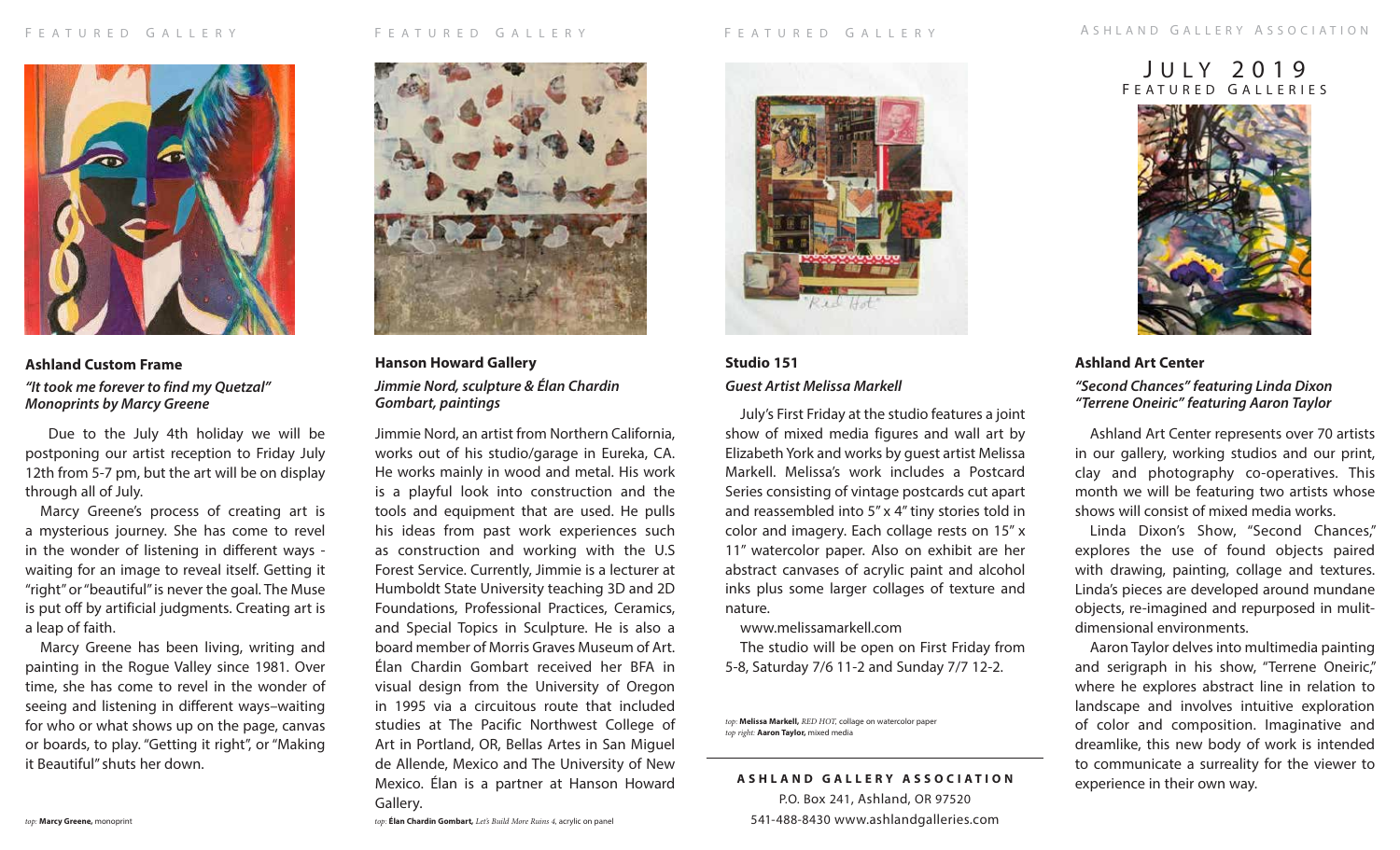FEATURED GALLERY

### Ashland Custom Frame

***"It took me forever to find my Quetzal" Monoprints by Marcy Greene***

Due to the July 4th holiday we will be postponing our artist reception to Friday July 12th from 5-7 pm, but the art will be on display through all of July.

Marcy Greene's process of creating art is a mysterious journey. She has come to revel in the wonder of listening in different ways - waiting for an image to reveal itself. Getting it "right" or "beautiful" is never the goal. The Muse is put off by artificial judgments. Creating art is a leap of faith.

Marcy Greene has been living, writing and painting in the Rogue Valley since 1981. Over time, she has come to revel in the wonder of seeing and listening in different ways–waiting for who or what shows up on the page, canvas or boards, to play. "Getting it right", or "Making it Beautiful" shuts her down.

*top:* **Marcy Greene,** monoprint

FEATURED GALLERY

### Hanson Howard Gallery

***Jimmie Nord, sculpture & Élan Chardin Gombart, paintings***

Jimmie Nord, an artist from Northern California, works out of his studio/garage in Eureka, CA. He works mainly in wood and metal. His work is a playful look into construction and the tools and equipment that are used. He pulls his ideas from past work experiences such as construction and working with the U.S Forest Service. Currently, Jimmie is a lecturer at Humboldt State University teaching 3D and 2D Foundations, Professional Practices, Ceramics, and Special Topics in Sculpture. He is also a board member of Morris Graves Museum of Art. Élan Chardin Gombart received her BFA in visual design from the University of Oregon in 1995 via a circuitous route that included studies at The Pacific Northwest College of Art in Portland, OR, Bellas Artes in San Miguel de Allende, Mexico and The University of New Mexico. Élan is a partner at Hanson Howard Gallery.

*top:* **Élan Chardin Gombart,** *Let's Build More Ruins 4,* acrylic on panel

FEATURED GALLERY

### Studio 151

***Guest Artist Melissa Markell***

July's First Friday at the studio features a joint show of mixed media figures and wall art by Elizabeth York and works by guest artist Melissa Markell. Melissa's work includes a Postcard Series consisting of vintage postcards cut apart and reassembled into 5" x 4" tiny stories told in color and imagery. Each collage rests on 15" x 11" watercolor paper. Also on exhibit are her abstract canvases of acrylic paint and alcohol inks plus some larger collages of texture and nature.

www.melissamarkell.com

The studio will be open on First Friday from 5-8, Saturday 7/6 11-2 and Sunday 7/7 12-2.

*top:* **Melissa Markell,** *RED HOT,* collage on watercolor paper
*top right:* **Aaron Taylor,** mixed media

**ASHLAND GALLERY ASSOCIATION**
P.O. Box 241, Ashland, OR 97520
541-488-8430 www.ashlandgalleries.com

ASHLAND GALLERY ASSOCIATION

## JULY 2019 FEATURED GALLERIES

### Ashland Art Center

***"Second Chances" featuring Linda Dixon "Terrene Oneiric" featuring Aaron Taylor***

Ashland Art Center represents over 70 artists in our gallery, working studios and our print, clay and photography co-operatives. This month we will be featuring two artists whose shows will consist of mixed media works.

Linda Dixon's Show, "Second Chances," explores the use of found objects paired with drawing, painting, collage and textures. Linda's pieces are developed around mundane objects, re-imagined and repurposed in mulit-dimensional environments.

Aaron Taylor delves into multimedia painting and serigraph in his show, "Terrene Oneiric," where he explores abstract line in relation to landscape and involves intuitive exploration of color and composition. Imaginative and dreamlike, this new body of work is intended to communicate a surreality for the viewer to experience in their own way.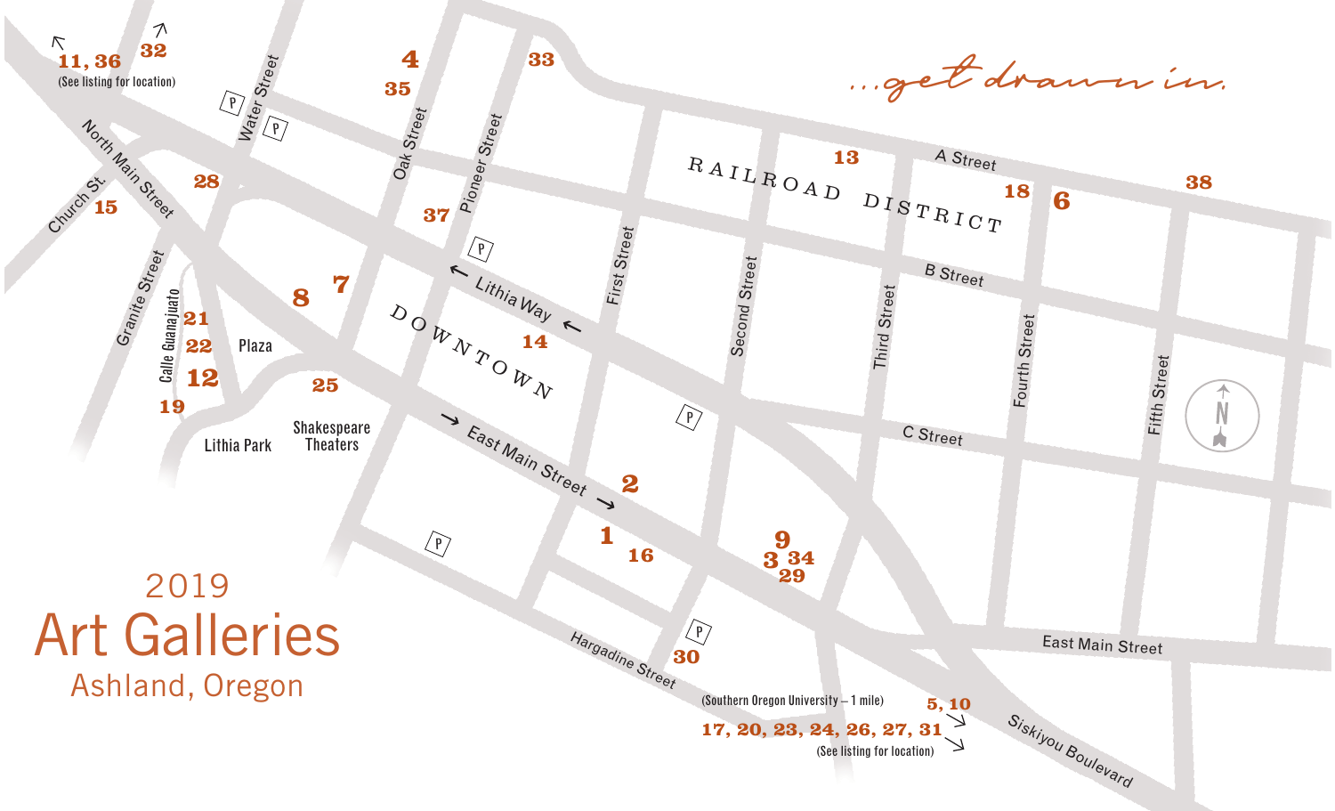# 2019 Art Galleries

## Ashland, Oregon

*...get drawn in.*

RAILROAD DISTRICT

DOWNTOWN

A Street

B Street

C Street

East Main Street

Lithia Way

North Main Street

Church St.

Granite Street

Water Street

Oak Street

Pioneer Street

First Street

Second Street

Third Street

Fourth Street

Fifth Street

Calle Guanajuato

Plaza

Lithia Park

Shakespeare Theaters

Hargadine Street

Siskiyou Boulevard

11, 36 (See listing for location)

32

4

35

33

28

15

37

13

18

6

38

8

7

21

22

12

19

25

14

2

1

16

9

3 34

29

30

(Southern Oregon University – 1 mile)

5, 10

17, 20, 23, 24, 26, 27, 31

(See listing for location)

N